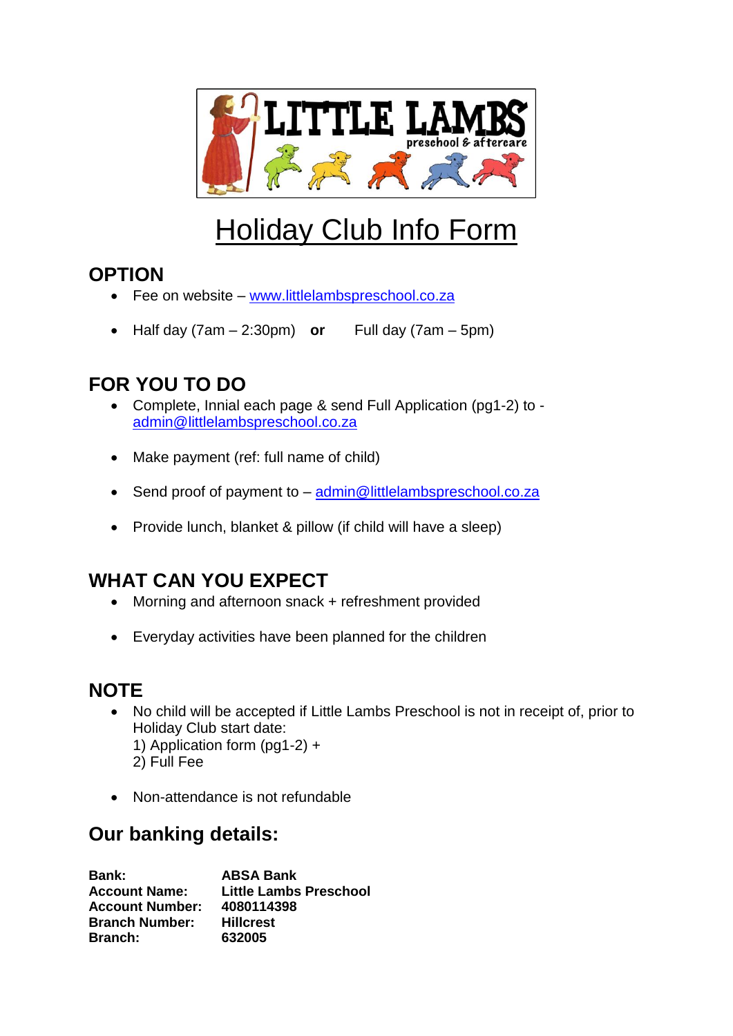# Holiday Club Info Form

## OPTION

- Fee on website – www.littlelambspreschool.co.za
- Half day (7am – 2:30pm) **or** Full day (7am – 5pm)

## FOR YOU TO DO

- Complete, Innial each page & send Full Application (pg1-2) to - admin@littlelambspreschool.co.za
- Make payment (ref: full name of child)
- Send proof of payment to – admin@littlelambspreschool.co.za
- Provide lunch, blanket & pillow (if child will have a sleep)

## WHAT CAN YOU EXPECT

- Morning and afternoon snack + refreshment provided
- Everyday activities have been planned for the children

## NOTE

- No child will be accepted if Little Lambs Preschool is not in receipt of, prior to Holiday Club start date:
  1) Application form (pg1-2) +
  2) Full Fee
- Non-attendance is not refundable

## Our banking details:

| | |
|---|---|
| **Bank:** | **ABSA Bank** |
| **Account Name:** | **Little Lambs Preschool** |
| **Account Number:** | **4080114398** |
| **Branch Number:** | **Hillcrest** |
| **Branch:** | **632005** |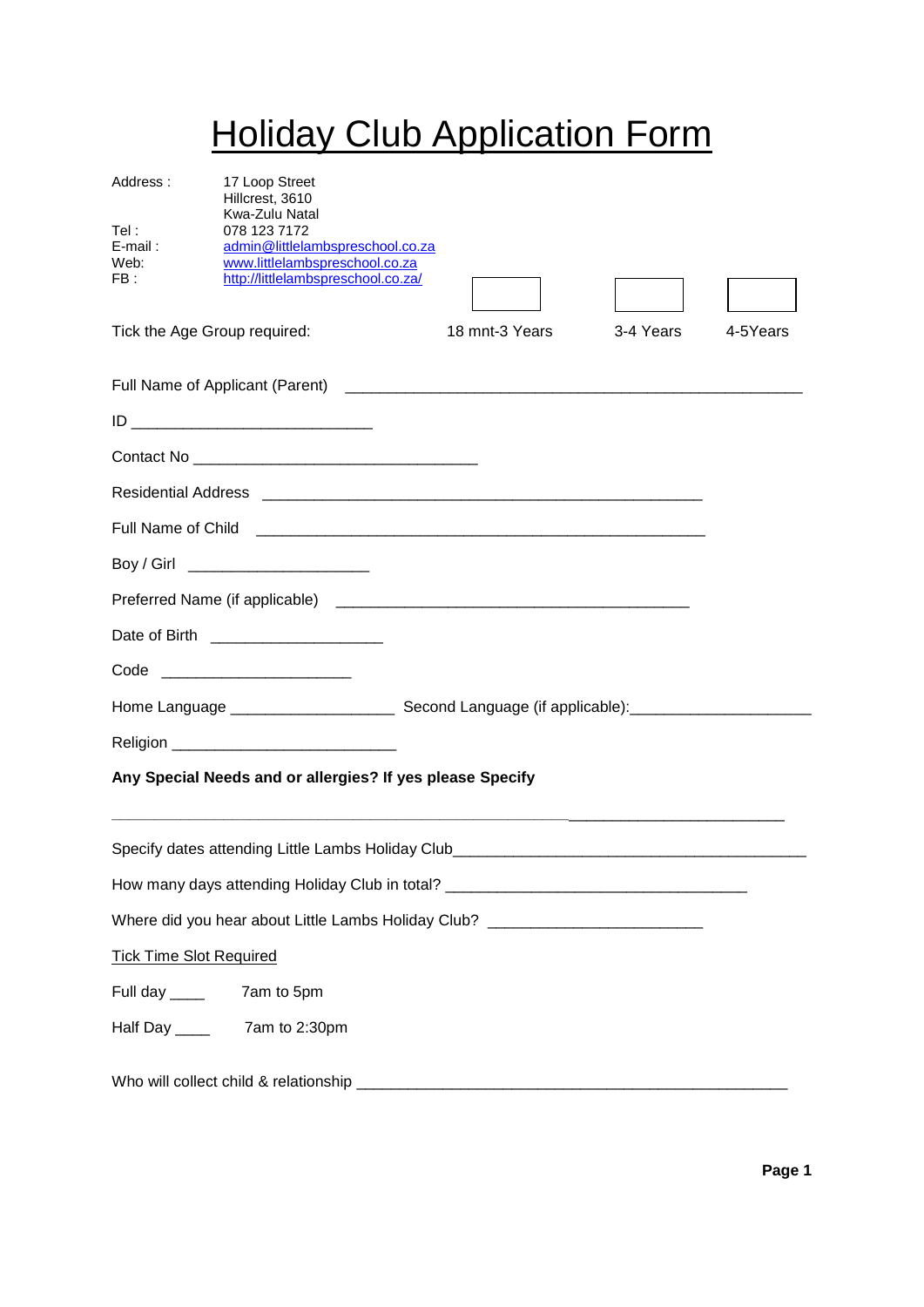# Holiday Club Application Form

Address : 17 Loop Street
Hillcrest, 3610
Kwa-Zulu Natal
Tel : 078 123 7172
E-mail : admin@littlelambspreschool.co.za
Web: www.littlelambspreschool.co.za
FB : http://littlelambspreschool.co.za/

Tick the Age Group required: 18 mnt-3 Years ☐ 3-4 Years ☐ 4-5Years ☐

Full Name of Applicant (Parent) ____________________________________________________

ID ____________________________

Contact No _________________________________

Residential Address ___________________________________________________

Full Name of Child ____________________________________________________

Boy / Girl _____________________

Preferred Name (if applicable) _________________________________________

Date of Birth ____________________

Code ______________________

Home Language ___________________ Second Language (if applicable):____________________

Religion __________________________

**Any Special Needs and or allergies? If yes please Specify**

______________________________________________________________________________

Specify dates attending Little Lambs Holiday Club_________________________________________

How many days attending Holiday Club in total? ___________________________________

Where did you hear about Little Lambs Holiday Club? _________________________

Tick Time Slot Required

Full day ____ 7am to 5pm

Half Day ____ 7am to 2:30pm

Who will collect child & relationship __________________________________________________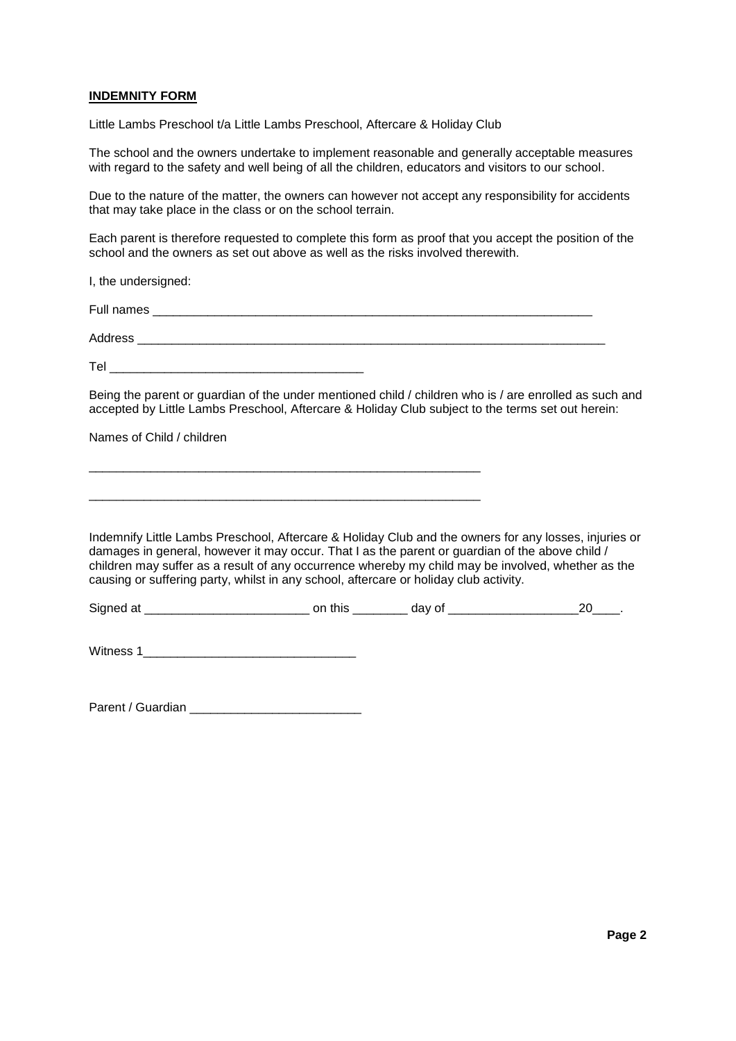**INDEMNITY FORM**

Little Lambs Preschool t/a Little Lambs Preschool, Aftercare & Holiday Club

The school and the owners undertake to implement reasonable and generally acceptable measures with regard to the safety and well being of all the children, educators and visitors to our school.

Due to the nature of the matter, the owners can however not accept any responsibility for accidents that may take place in the class or on the school terrain.

Each parent is therefore requested to complete this form as proof that you accept the position of the school and the owners as set out above as well as the risks involved therewith.

I, the undersigned:

Full names ___________________________________________________________________

Address ______________________________________________________________________

Tel ______________________________________

Being the parent or guardian of the under mentioned child / children who is / are enrolled as such and accepted by Little Lambs Preschool, Aftercare & Holiday Club subject to the terms set out herein:

Names of Child / children

___________________________________________________________

___________________________________________________________

Indemnify Little Lambs Preschool, Aftercare & Holiday Club and the owners for any losses, injuries or damages in general, however it may occur. That I as the parent or guardian of the above child / children may suffer as a result of any occurrence whereby my child may be involved, whether as the causing or suffering party, whilst in any school, aftercare or holiday club activity.

Signed at ________________________ on this ________ day of ___________________20____.

Witness 1_______________________________

Parent / Guardian _________________________